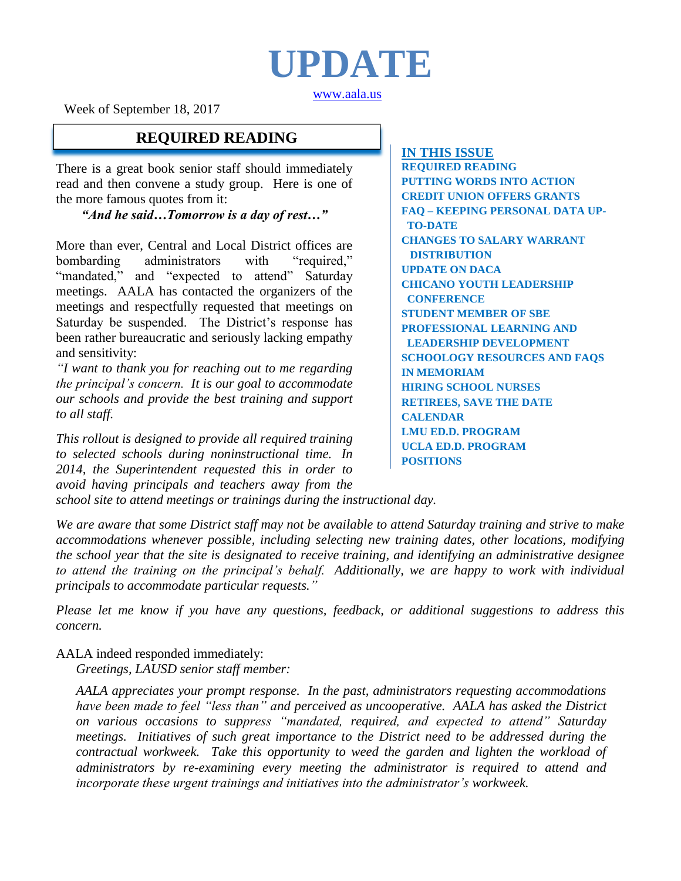# UPDATE

www.aala.us

Week of September 18, 2017

## REQUIRED READING

There is a great book senior staff should immediately read and then convene a study group. Here is one of the more famous quotes from it:

***"And he said…Tomorrow is a day of rest…"***

More than ever, Central and Local District offices are bombarding administrators with "required," "mandated," and "expected to attend" Saturday meetings. AALA has contacted the organizers of the meetings and respectfully requested that meetings on Saturday be suspended. The District's response has been rather bureaucratic and seriously lacking empathy and sensitivity:

*"I want to thank you for reaching out to me regarding the principal's concern. It is our goal to accommodate our schools and provide the best training and support to all staff.*

*This rollout is designed to provide all required training to selected schools during noninstructional time. In 2014, the Superintendent requested this in order to avoid having principals and teachers away from the school site to attend meetings or trainings during the instructional day.*

*We are aware that some District staff may not be available to attend Saturday training and strive to make accommodations whenever possible, including selecting new training dates, other locations, modifying the school year that the site is designated to receive training, and identifying an administrative designee to attend the training on the principal's behalf. Additionally, we are happy to work with individual principals to accommodate particular requests."*

*Please let me know if you have any questions, feedback, or additional suggestions to address this concern.*

AALA indeed responded immediately:

> *Greetings, LAUSD senior staff member:*
>
> *AALA appreciates your prompt response. In the past, administrators requesting accommodations have been made to feel "less than" and perceived as uncooperative. AALA has asked the District on various occasions to suppress "mandated, required, and expected to attend" Saturday meetings. Initiatives of such great importance to the District need to be addressed during the contractual workweek. Take this opportunity to weed the garden and lighten the workload of administrators by re-examining every meeting the administrator is required to attend and incorporate these urgent trainings and initiatives into the administrator's workweek.*

**IN THIS ISSUE**

- REQUIRED READING
- PUTTING WORDS INTO ACTION
- CREDIT UNION OFFERS GRANTS
- FAQ – KEEPING PERSONAL DATA UP-TO-DATE
- CHANGES TO SALARY WARRANT DISTRIBUTION
- UPDATE ON DACA
- CHICANO YOUTH LEADERSHIP CONFERENCE
- STUDENT MEMBER OF SBE
- PROFESSIONAL LEARNING AND LEADERSHIP DEVELOPMENT
- SCHOOLOGY RESOURCES AND FAQS
- IN MEMORIAM
- HIRING SCHOOL NURSES
- RETIREES, SAVE THE DATE
- CALENDAR
- LMU ED.D. PROGRAM
- UCLA ED.D. PROGRAM
- POSITIONS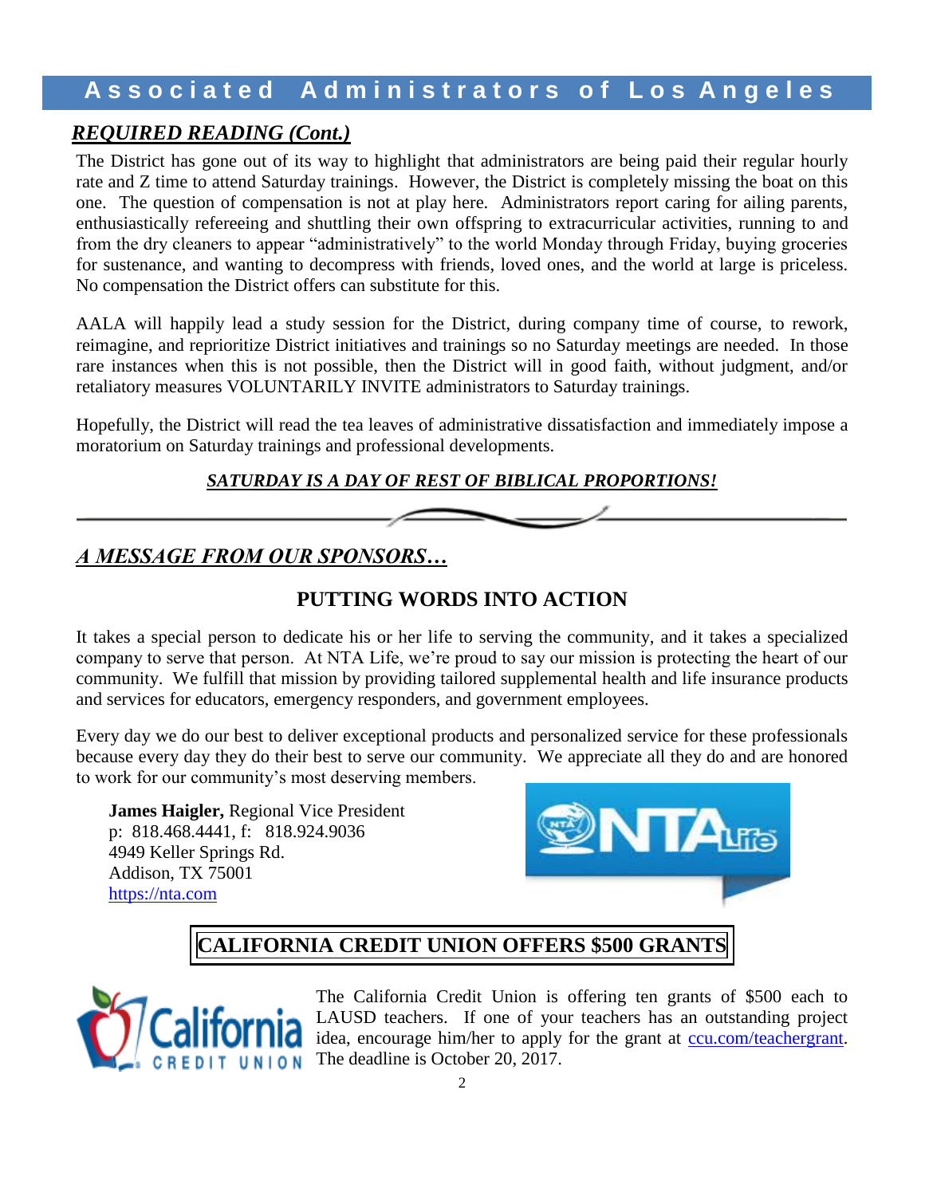## REQUIRED READING (Cont.)

The District has gone out of its way to highlight that administrators are being paid their regular hourly rate and Z time to attend Saturday trainings. However, the District is completely missing the boat on this one. The question of compensation is not at play here. Administrators report caring for ailing parents, enthusiastically refereeing and shuttling their own offspring to extracurricular activities, running to and from the dry cleaners to appear "administratively" to the world Monday through Friday, buying groceries for sustenance, and wanting to decompress with friends, loved ones, and the world at large is priceless. No compensation the District offers can substitute for this.

AALA will happily lead a study session for the District, during company time of course, to rework, reimagine, and reprioritize District initiatives and trainings so no Saturday meetings are needed. In those rare instances when this is not possible, then the District will in good faith, without judgment, and/or retaliatory measures VOLUNTARILY INVITE administrators to Saturday trainings.

Hopefully, the District will read the tea leaves of administrative dissatisfaction and immediately impose a moratorium on Saturday trainings and professional developments.

***SATURDAY IS A DAY OF REST OF BIBLICAL PROPORTIONS!***

---

## A MESSAGE FROM OUR SPONSORS…

### PUTTING WORDS INTO ACTION

It takes a special person to dedicate his or her life to serving the community, and it takes a specialized company to serve that person. At NTA Life, we're proud to say our mission is protecting the heart of our community. We fulfill that mission by providing tailored supplemental health and life insurance products and services for educators, emergency responders, and government employees.

Every day we do our best to deliver exceptional products and personalized service for these professionals because every day they do their best to serve our community. We appreciate all they do and are honored to work for our community's most deserving members.

**James Haigler,** Regional Vice President
p: 818.468.4441, f: 818.924.9036
4949 Keller Springs Rd.
Addison, TX 75001
https://nta.com

### CALIFORNIA CREDIT UNION OFFERS $500 GRANTS

The California Credit Union is offering ten grants of $500 each to LAUSD teachers. If one of your teachers has an outstanding project idea, encourage him/her to apply for the grant at ccu.com/teachergrant. The deadline is October 20, 2017.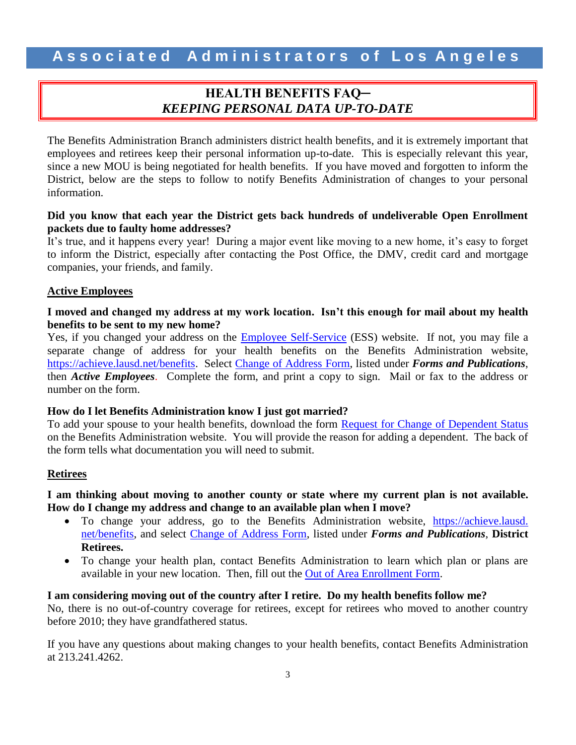# Associated Administrators of Los Angeles

## HEALTH BENEFITS FAQ–
## *KEEPING PERSONAL DATA UP-TO-DATE*

The Benefits Administration Branch administers district health benefits, and it is extremely important that employees and retirees keep their personal information up-to-date. This is especially relevant this year, since a new MOU is being negotiated for health benefits. If you have moved and forgotten to inform the District, below are the steps to follow to notify Benefits Administration of changes to your personal information.

**Did you know that each year the District gets back hundreds of undeliverable Open Enrollment packets due to faulty home addresses?**

It's true, and it happens every year! During a major event like moving to a new home, it's easy to forget to inform the District, especially after contacting the Post Office, the DMV, credit card and mortgage companies, your friends, and family.

### Active Employees

**I moved and changed my address at my work location. Isn't this enough for mail about my health benefits to be sent to my new home?**

Yes, if you changed your address on the Employee Self-Service (ESS) website. If not, you may file a separate change of address for your health benefits on the Benefits Administration website, https://achieve.lausd.net/benefits. Select Change of Address Form, listed under ***Forms and Publications***, then ***Active Employees***. Complete the form, and print a copy to sign. Mail or fax to the address or number on the form.

**How do I let Benefits Administration know I just got married?**

To add your spouse to your health benefits, download the form Request for Change of Dependent Status on the Benefits Administration website. You will provide the reason for adding a dependent. The back of the form tells what documentation you will need to submit.

### Retirees

**I am thinking about moving to another county or state where my current plan is not available. How do I change my address and change to an available plan when I move?**

- To change your address, go to the Benefits Administration website, https://achieve.lausd.net/benefits, and select Change of Address Form, listed under ***Forms and Publications***, **District Retirees.**
- To change your health plan, contact Benefits Administration to learn which plan or plans are available in your new location. Then, fill out the Out of Area Enrollment Form.

**I am considering moving out of the country after I retire. Do my health benefits follow me?**

No, there is no out-of-country coverage for retirees, except for retirees who moved to another country before 2010; they have grandfathered status.

If you have any questions about making changes to your health benefits, contact Benefits Administration at 213.241.4262.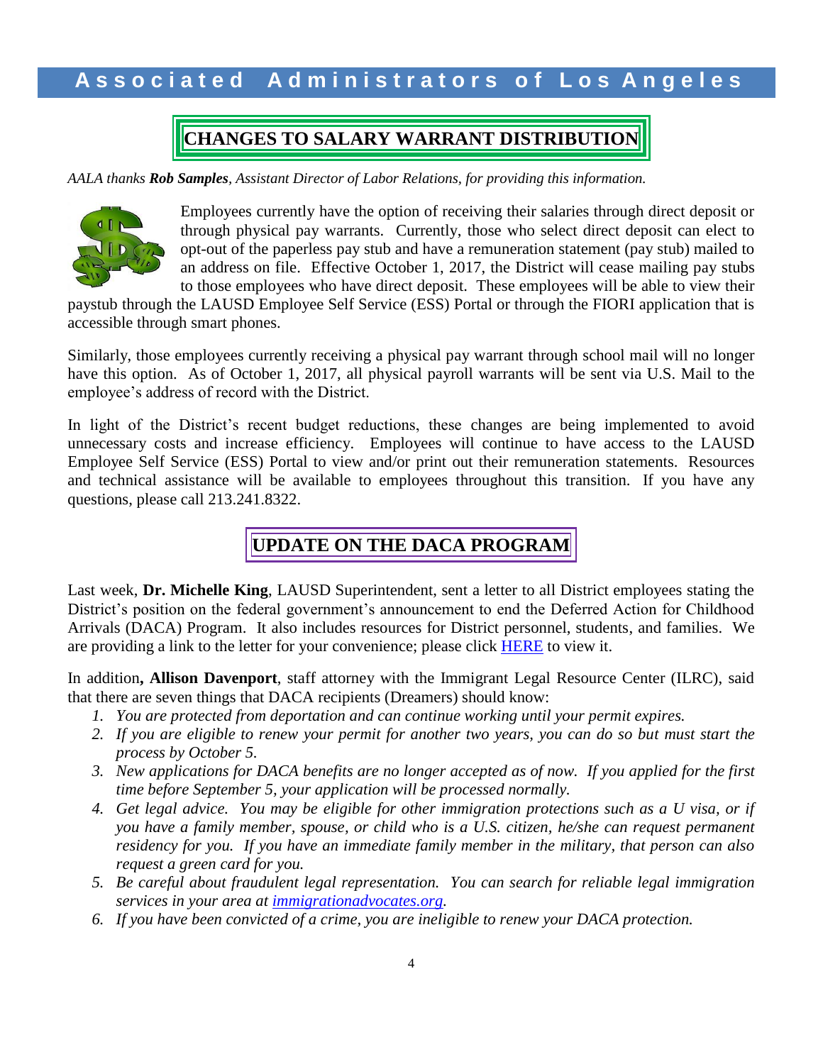## CHANGES TO SALARY WARRANT DISTRIBUTION

*AAALA thanks **Rob Samples**, Assistant Director of Labor Relations, for providing this information.*

Employees currently have the option of receiving their salaries through direct deposit or through physical pay warrants. Currently, those who select direct deposit can elect to opt-out of the paperless pay stub and have a remuneration statement (pay stub) mailed to an address on file. Effective October 1, 2017, the District will cease mailing pay stubs to those employees who have direct deposit. These employees will be able to view their paystub through the LAUSD Employee Self Service (ESS) Portal or through the FIORI application that is accessible through smart phones.

Similarly, those employees currently receiving a physical pay warrant through school mail will no longer have this option. As of October 1, 2017, all physical payroll warrants will be sent via U.S. Mail to the employee's address of record with the District.

In light of the District's recent budget reductions, these changes are being implemented to avoid unnecessary costs and increase efficiency. Employees will continue to have access to the LAUSD Employee Self Service (ESS) Portal to view and/or print out their remuneration statements. Resources and technical assistance will be available to employees throughout this transition. If you have any questions, please call 213.241.8322.

## UPDATE ON THE DACA PROGRAM

Last week, **Dr. Michelle King**, LAUSD Superintendent, sent a letter to all District employees stating the District's position on the federal government's announcement to end the Deferred Action for Childhood Arrivals (DACA) Program. It also includes resources for District personnel, students, and families. We are providing a link to the letter for your convenience; please click HERE to view it.

In addition**, Allison Davenport**, staff attorney with the Immigrant Legal Resource Center (ILRC), said that there are seven things that DACA recipients (Dreamers) should know:

1. *You are protected from deportation and can continue working until your permit expires.*
2. *If you are eligible to renew your permit for another two years, you can do so but must start the process by October 5.*
3. *New applications for DACA benefits are no longer accepted as of now. If you applied for the first time before September 5, your application will be processed normally.*
4. *Get legal advice. You may be eligible for other immigration protections such as a U visa, or if you have a family member, spouse, or child who is a U.S. citizen, he/she can request permanent residency for you. If you have an immediate family member in the military, that person can also request a green card for you.*
5. *Be careful about fraudulent legal representation. You can search for reliable legal immigration services in your area at immigrationadvocates.org.*
6. *If you have been convicted of a crime, you are ineligible to renew your DACA protection.*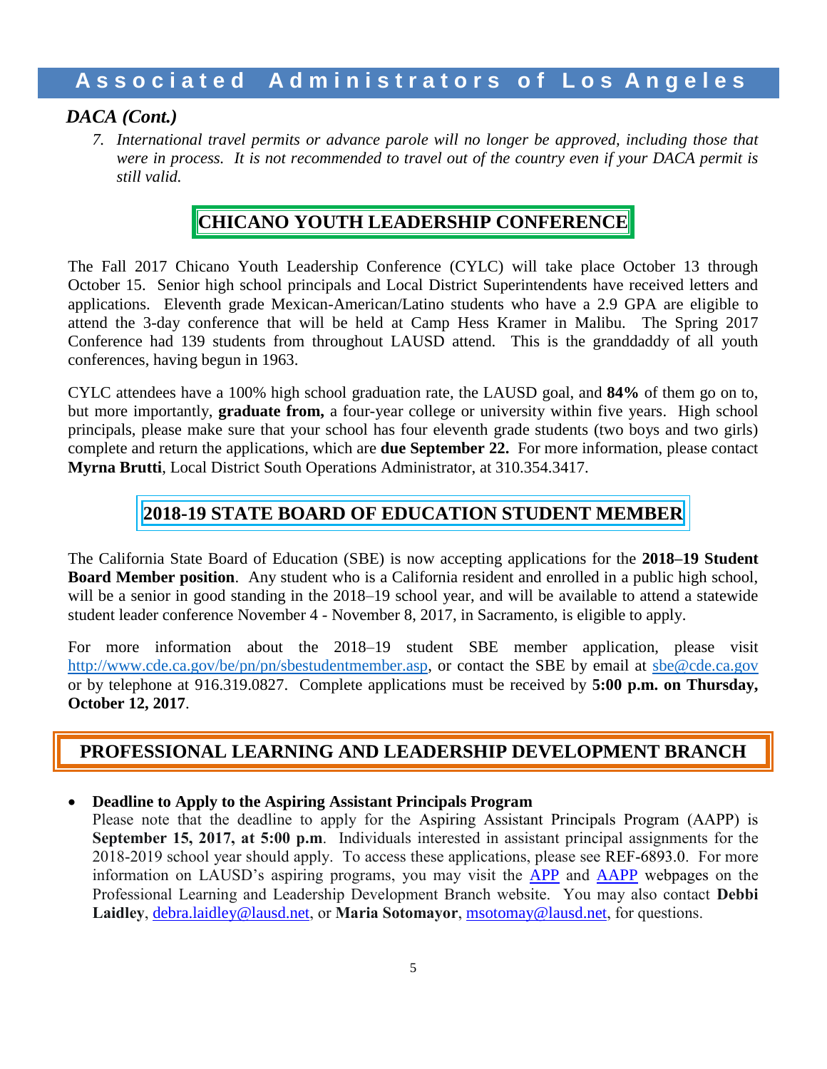## *DACA (Cont.)*

7. *International travel permits or advance parole will no longer be approved, including those that were in process. It is not recommended to travel out of the country even if your DACA permit is still valid.*

## CHICANO YOUTH LEADERSHIP CONFERENCE

The Fall 2017 Chicano Youth Leadership Conference (CYLC) will take place October 13 through October 15. Senior high school principals and Local District Superintendents have received letters and applications. Eleventh grade Mexican-American/Latino students who have a 2.9 GPA are eligible to attend the 3-day conference that will be held at Camp Hess Kramer in Malibu. The Spring 2017 Conference had 139 students from throughout LAUSD attend. This is the granddaddy of all youth conferences, having begun in 1963.

CYLC attendees have a 100% high school graduation rate, the LAUSD goal, and **84%** of them go on to, but more importantly, **graduate from,** a four-year college or university within five years. High school principals, please make sure that your school has four eleventh grade students (two boys and two girls) complete and return the applications, which are **due September 22.** For more information, please contact **Myrna Brutti**, Local District South Operations Administrator, at 310.354.3417.

## 2018-19 STATE BOARD OF EDUCATION STUDENT MEMBER

The California State Board of Education (SBE) is now accepting applications for the **2018–19 Student Board Member position**. Any student who is a California resident and enrolled in a public high school, will be a senior in good standing in the 2018–19 school year, and will be available to attend a statewide student leader conference November 4 - November 8, 2017, in Sacramento, is eligible to apply.

For more information about the 2018–19 student SBE member application, please visit http://www.cde.ca.gov/be/pn/pn/sbestudentmember.asp, or contact the SBE by email at sbe@cde.ca.gov or by telephone at 916.319.0827. Complete applications must be received by **5:00 p.m. on Thursday, October 12, 2017**.

## PROFESSIONAL LEARNING AND LEADERSHIP DEVELOPMENT BRANCH

- **Deadline to Apply to the Aspiring Assistant Principals Program**
  Please note that the deadline to apply for the Aspiring Assistant Principals Program (AAPP) is **September 15, 2017, at 5:00 p.m**. Individuals interested in assistant principal assignments for the 2018-2019 school year should apply. To access these applications, please see REF-6893.0. For more information on LAUSD's aspiring programs, you may visit the APP and AAPP webpages on the Professional Learning and Leadership Development Branch website. You may also contact **Debbi Laidley**, debra.laidley@lausd.net, or **Maria Sotomayor**, msotomay@lausd.net, for questions.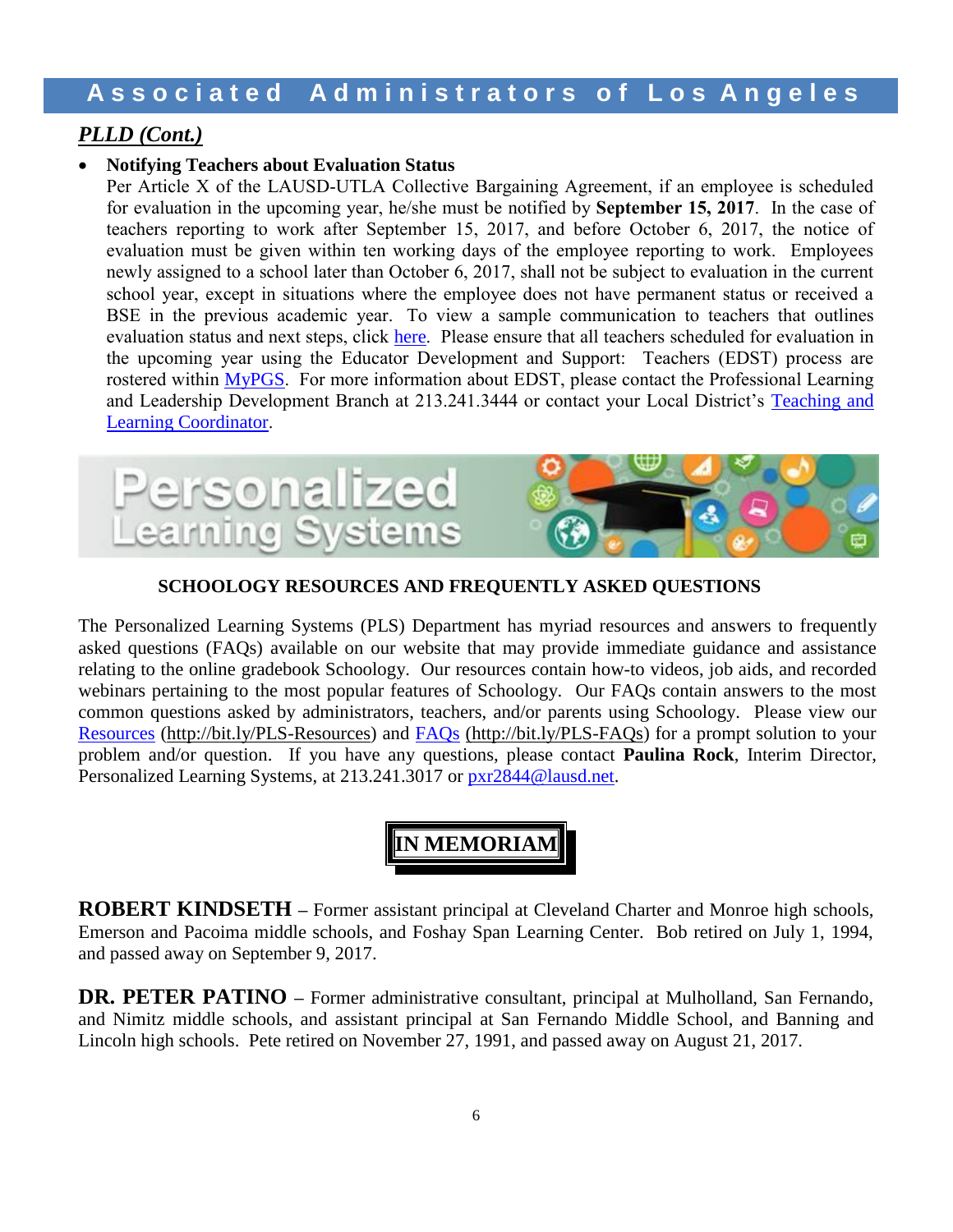## *PLLD (Cont.)*

- **Notifying Teachers about Evaluation Status**
  Per Article X of the LAUSD-UTLA Collective Bargaining Agreement, if an employee is scheduled for evaluation in the upcoming year, he/she must be notified by **September 15, 2017**. In the case of teachers reporting to work after September 15, 2017, and before October 6, 2017, the notice of evaluation must be given within ten working days of the employee reporting to work. Employees newly assigned to a school later than October 6, 2017, shall not be subject to evaluation in the current school year, except in situations where the employee does not have permanent status or received a BSE in the previous academic year. To view a sample communication to teachers that outlines evaluation status and next steps, click here. Please ensure that all teachers scheduled for evaluation in the upcoming year using the Educator Development and Support: Teachers (EDST) process are rostered within MyPGS. For more information about EDST, please contact the Professional Learning and Leadership Development Branch at 213.241.3444 or contact your Local District's Teaching and Learning Coordinator.

## Personalized Learning Systems

### SCHOOLOGY RESOURCES AND FREQUENTLY ASKED QUESTIONS

The Personalized Learning Systems (PLS) Department has myriad resources and answers to frequently asked questions (FAQs) available on our website that may provide immediate guidance and assistance relating to the online gradebook Schoology. Our resources contain how-to videos, job aids, and recorded webinars pertaining to the most popular features of Schoology. Our FAQs contain answers to the most common questions asked by administrators, teachers, and/or parents using Schoology. Please view our Resources (http://bit.ly/PLS-Resources) and FAQs (http://bit.ly/PLS-FAQs) for a prompt solution to your problem and/or question. If you have any questions, please contact **Paulina Rock**, Interim Director, Personalized Learning Systems, at 213.241.3017 or pxr2844@lausd.net.

## IN MEMORIAM

**ROBERT KINDSETH** – Former assistant principal at Cleveland Charter and Monroe high schools, Emerson and Pacoima middle schools, and Foshay Span Learning Center. Bob retired on July 1, 1994, and passed away on September 9, 2017.

**DR. PETER PATINO** – Former administrative consultant, principal at Mulholland, San Fernando, and Nimitz middle schools, and assistant principal at San Fernando Middle School, and Banning and Lincoln high schools. Pete retired on November 27, 1991, and passed away on August 21, 2017.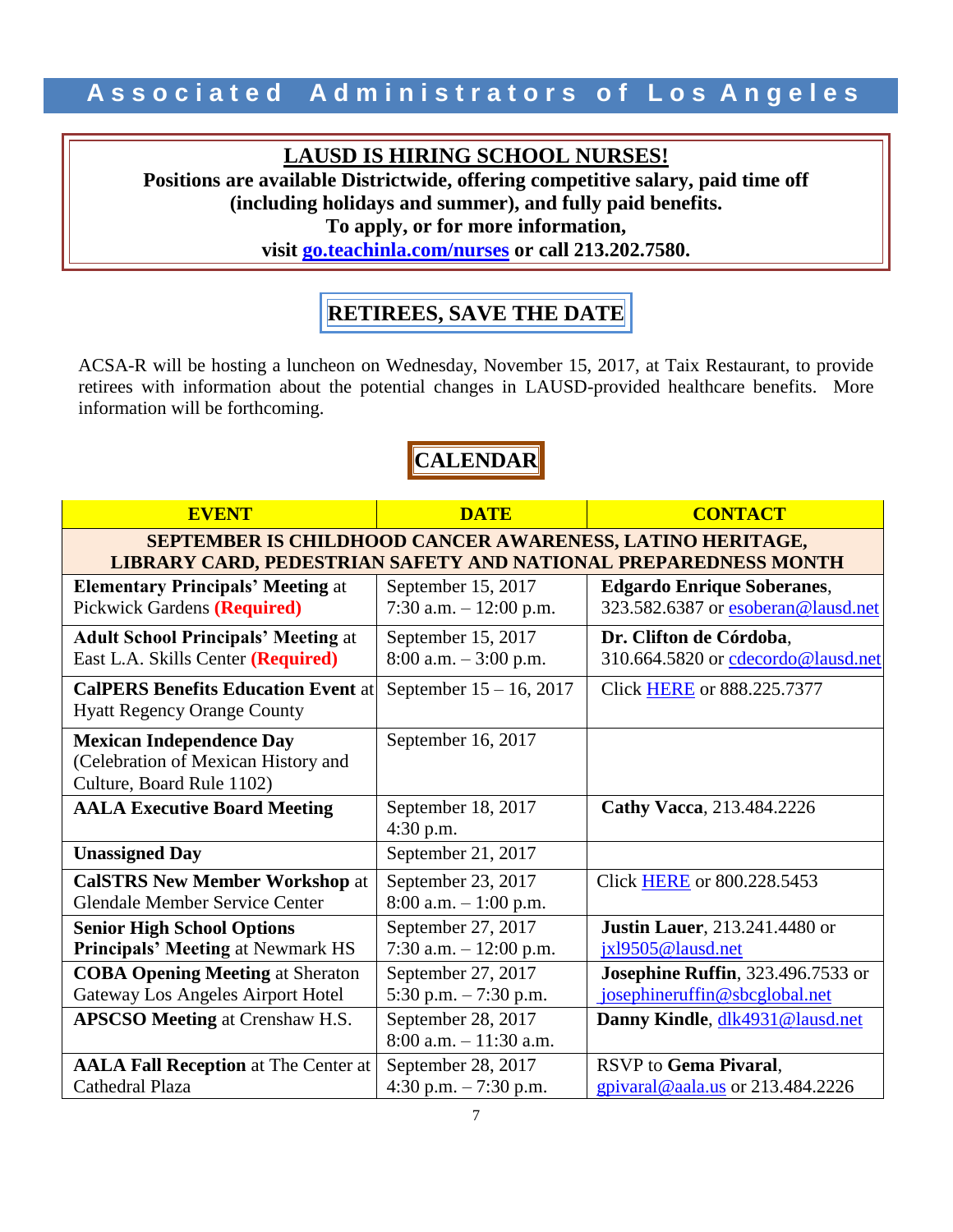## Associated Administrators of Los Angeles

**LAUSD IS HIRING SCHOOL NURSES!**

**Positions are available Districtwide, offering competitive salary, paid time off (including holidays and summer), and fully paid benefits.**
**To apply, or for more information,**
**visit [go.teachinla.com/nurses](go.teachinla.com/nurses) or call 213.202.7580.**

## RETIREES, SAVE THE DATE

ACSA-R will be hosting a luncheon on Wednesday, November 15, 2017, at Taix Restaurant, to provide retirees with information about the potential changes in LAUSD-provided healthcare benefits. More information will be forthcoming.

## CALENDAR

| EVENT | DATE | CONTACT |
|---|---|---|
| **SEPTEMBER IS CHILDHOOD CANCER AWARENESS, LATINO HERITAGE, LIBRARY CARD, PEDESTRIAN SAFETY AND NATIONAL PREPAREDNESS MONTH** | | |
| **Elementary Principals' Meeting** at Pickwick Gardens **(Required)** | September 15, 2017<br>7:30 a.m. – 12:00 p.m. | **Edgardo Enrique Soberanes**, 323.582.6387 or esoberan@lausd.net |
| **Adult School Principals' Meeting** at East L.A. Skills Center **(Required)** | September 15, 2017<br>8:00 a.m. – 3:00 p.m. | **Dr. Clifton de Córdoba**, 310.664.5820 or cdecordo@lausd.net |
| **CalPERS Benefits Education Event** at Hyatt Regency Orange County | September 15 – 16, 2017 | Click HERE or 888.225.7377 |
| **Mexican Independence Day** (Celebration of Mexican History and Culture, Board Rule 1102) | September 16, 2017 | |
| **AALA Executive Board Meeting** | September 18, 2017<br>4:30 p.m. | **Cathy Vacca**, 213.484.2226 |
| **Unassigned Day** | September 21, 2017 | |
| **CalSTRS New Member Workshop** at Glendale Member Service Center | September 23, 2017<br>8:00 a.m. – 1:00 p.m. | Click HERE or 800.228.5453 |
| **Senior High School Options Principals' Meeting** at Newmark HS | September 27, 2017<br>7:30 a.m. – 12:00 p.m. | **Justin Lauer**, 213.241.4480 or jxl9505@lausd.net |
| **COBA Opening Meeting** at Sheraton Gateway Los Angeles Airport Hotel | September 27, 2017<br>5:30 p.m. – 7:30 p.m. | **Josephine Ruffin**, 323.496.7533 or josephineruffin@sbcglobal.net |
| **APSCSO Meeting** at Crenshaw H.S. | September 28, 2017<br>8:00 a.m. – 11:30 a.m. | **Danny Kindle**, dlk4931@lausd.net |
| **AALA Fall Reception** at The Center at Cathedral Plaza | September 28, 2017<br>4:30 p.m. – 7:30 p.m. | RSVP to **Gema Pivaral**, gpivaral@aala.us or 213.484.2226 |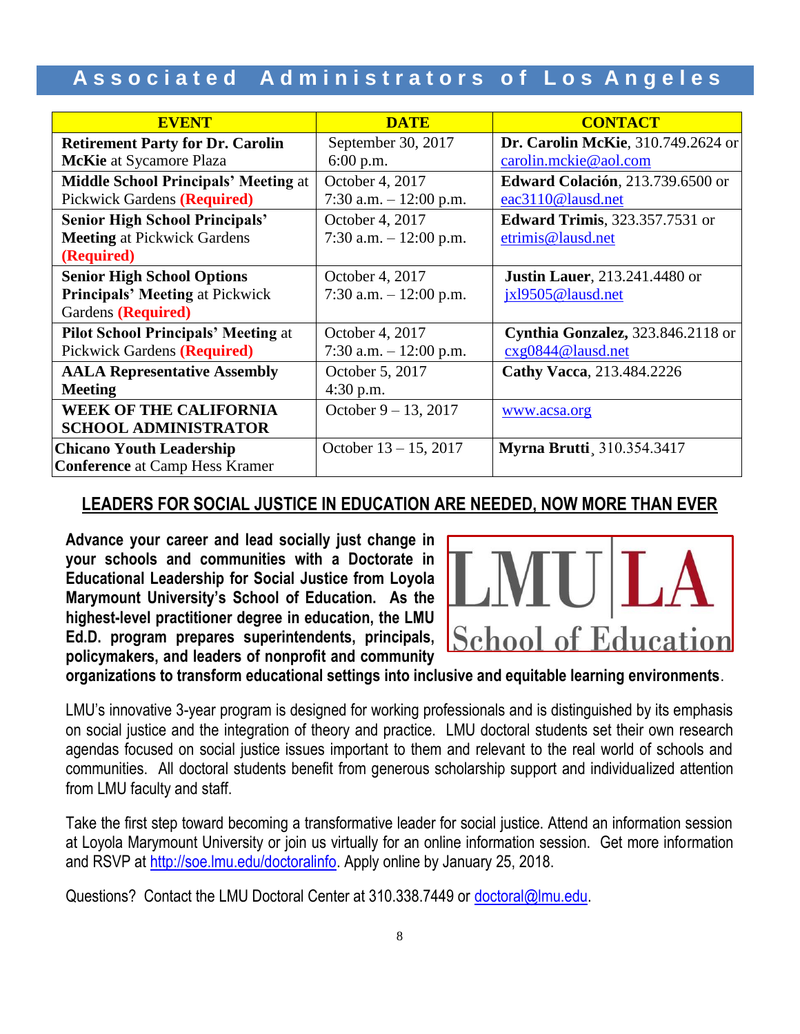# Associated Administrators of Los Angeles

| EVENT | DATE | CONTACT |
|---|---|---|
| **Retirement Party for Dr. Carolin McKie** at Sycamore Plaza | September 30, 2017 6:00 p.m. | **Dr. Carolin McKie**, 310.749.2624 or carolin.mckie@aol.com |
| **Middle School Principals' Meeting** at Pickwick Gardens **(Required)** | October 4, 2017 7:30 a.m. – 12:00 p.m. | **Edward Colación**, 213.739.6500 or eac3110@lausd.net |
| **Senior High School Principals' Meeting** at Pickwick Gardens **(Required)** | October 4, 2017 7:30 a.m. – 12:00 p.m. | **Edward Trimis**, 323.357.7531 or etrimis@lausd.net |
| **Senior High School Options Principals' Meeting** at Pickwick Gardens **(Required)** | October 4, 2017 7:30 a.m. – 12:00 p.m. | **Justin Lauer**, 213.241.4480 or jxl9505@lausd.net |
| **Pilot School Principals' Meeting** at Pickwick Gardens **(Required)** | October 4, 2017 7:30 a.m. – 12:00 p.m. | **Cynthia Gonzalez,** 323.846.2118 or cxg0844@lausd.net |
| **AALA Representative Assembly Meeting** | October 5, 2017 4:30 p.m. | **Cathy Vacca**, 213.484.2226 |
| **WEEK OF THE CALIFORNIA SCHOOL ADMINISTRATOR** | October 9 – 13, 2017 | www.acsa.org |
| **Chicano Youth Leadership Conference** at Camp Hess Kramer | October 13 – 15, 2017 | **Myrna Brutti**¸ 310.354.3417 |

## LEADERS FOR SOCIAL JUSTICE IN EDUCATION ARE NEEDED, NOW MORE THAN EVER

LMU | LA School of Education

**Advance your career and lead socially just change in your schools and communities with a Doctorate in Educational Leadership for Social Justice from Loyola Marymount University's School of Education. As the highest-level practitioner degree in education, the LMU Ed.D. program prepares superintendents, principals, policymakers, and leaders of nonprofit and community organizations to transform educational settings into inclusive and equitable learning environments**.

LMU's innovative 3-year program is designed for working professionals and is distinguished by its emphasis on social justice and the integration of theory and practice. LMU doctoral students set their own research agendas focused on social justice issues important to them and relevant to the real world of schools and communities. All doctoral students benefit from generous scholarship support and individualized attention from LMU faculty and staff.

Take the first step toward becoming a transformative leader for social justice. Attend an information session at Loyola Marymount University or join us virtually for an online information session. Get more information and RSVP at http://soe.lmu.edu/doctoralinfo. Apply online by January 25, 2018.

Questions? Contact the LMU Doctoral Center at 310.338.7449 or doctoral@lmu.edu.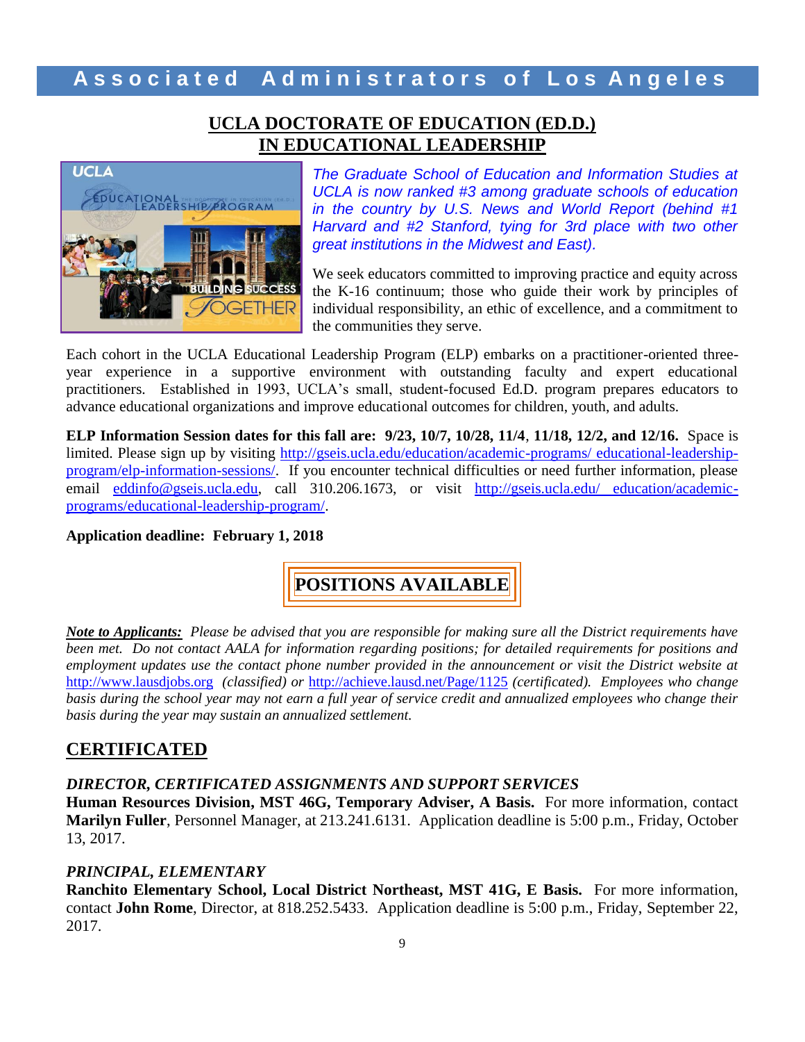## UCLA DOCTORATE OF EDUCATION (ED.D.) IN EDUCATIONAL LEADERSHIP

*The Graduate School of Education and Information Studies at UCLA is now ranked #3 among graduate schools of education in the country by U.S. News and World Report (behind #1 Harvard and #2 Stanford, tying for 3rd place with two other great institutions in the Midwest and East).*

We seek educators committed to improving practice and equity across the K-16 continuum; those who guide their work by principles of individual responsibility, an ethic of excellence, and a commitment to the communities they serve.

Each cohort in the UCLA Educational Leadership Program (ELP) embarks on a practitioner-oriented three-year experience in a supportive environment with outstanding faculty and expert educational practitioners. Established in 1993, UCLA's small, student-focused Ed.D. program prepares educators to advance educational organizations and improve educational outcomes for children, youth, and adults.

**ELP Information Session dates for this fall are: 9/23, 10/7, 10/28, 11/4, 11/18, 12/2, and 12/16.** Space is limited. Please sign up by visiting http://gseis.ucla.edu/education/academic-programs/ educational-leadership-program/elp-information-sessions/. If you encounter technical difficulties or need further information, please email eddinfo@gseis.ucla.edu, call 310.206.1673, or visit http://gseis.ucla.edu/ education/academic-programs/educational-leadership-program/.

**Application deadline: February 1, 2018**

## POSITIONS AVAILABLE

***Note to Applicants:*** *Please be advised that you are responsible for making sure all the District requirements have been met. Do not contact AALA for information regarding positions; for detailed requirements for positions and employment updates use the contact phone number provided in the announcement or visit the District website at* http://www.lausdjobs.org *(classified) or* http://achieve.lausd.net/Page/1125 *(certificated). Employees who change basis during the school year may not earn a full year of service credit and annualized employees who change their basis during the year may sustain an annualized settlement.*

## CERTIFICATED

### *DIRECTOR, CERTIFICATED ASSIGNMENTS AND SUPPORT SERVICES*

**Human Resources Division, MST 46G, Temporary Adviser, A Basis.** For more information, contact **Marilyn Fuller**, Personnel Manager, at 213.241.6131. Application deadline is 5:00 p.m., Friday, October 13, 2017.

### *PRINCIPAL, ELEMENTARY*

**Ranchito Elementary School, Local District Northeast, MST 41G, E Basis.** For more information, contact **John Rome**, Director, at 818.252.5433. Application deadline is 5:00 p.m., Friday, September 22, 2017.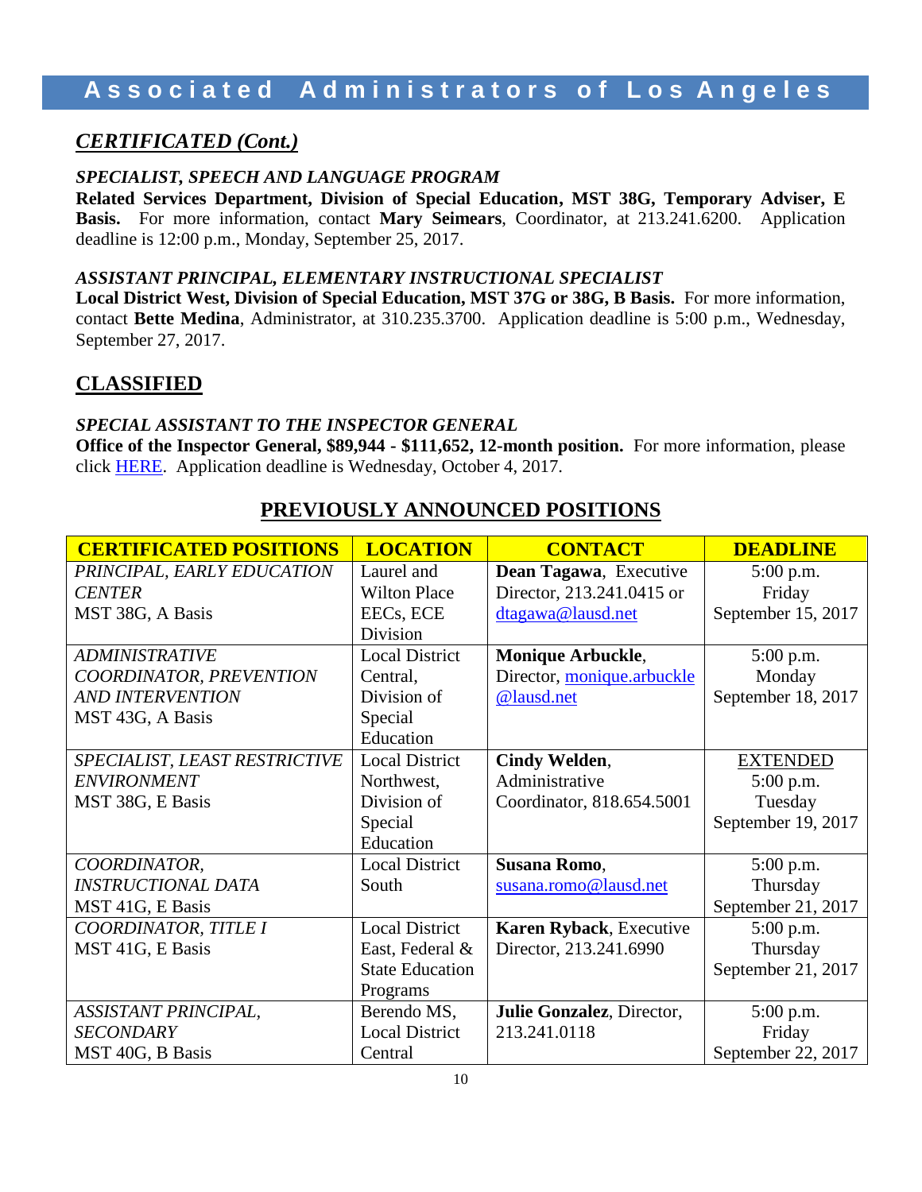## *CERTIFICATED (Cont.)*

***SPECIALIST, SPEECH AND LANGUAGE PROGRAM***

**Related Services Department, Division of Special Education, MST 38G, Temporary Adviser, E Basis.** For more information, contact **Mary Seimears**, Coordinator, at 213.241.6200. Application deadline is 12:00 p.m., Monday, September 25, 2017.

***ASSISTANT PRINCIPAL, ELEMENTARY INSTRUCTIONAL SPECIALIST***

**Local District West, Division of Special Education, MST 37G or 38G, B Basis.** For more information, contact **Bette Medina**, Administrator, at 310.235.3700. Application deadline is 5:00 p.m., Wednesday, September 27, 2017.

## CLASSIFIED

***SPECIAL ASSISTANT TO THE INSPECTOR GENERAL***

**Office of the Inspector General, $89,944 - $111,652, 12-month position.** For more information, please click HERE. Application deadline is Wednesday, October 4, 2017.

## PREVIOUSLY ANNOUNCED POSITIONS

| CERTIFICATED POSITIONS | LOCATION | CONTACT | DEADLINE |
|---|---|---|---|
| *PRINCIPAL, EARLY EDUCATION CENTER* MST 38G, A Basis | Laurel and Wilton Place EECs, ECE Division | **Dean Tagawa**, Executive Director, 213.241.0415 or dtagawa@lausd.net | 5:00 p.m. Friday September 15, 2017 |
| *ADMINISTRATIVE COORDINATOR, PREVENTION AND INTERVENTION* MST 43G, A Basis | Local District Central, Division of Special Education | **Monique Arbuckle**, Director, monique.arbuckle@lausd.net | 5:00 p.m. Monday September 18, 2017 |
| *SPECIALIST, LEAST RESTRICTIVE ENVIRONMENT* MST 38G, E Basis | Local District Northwest, Division of Special Education | **Cindy Welden**, Administrative Coordinator, 818.654.5001 | EXTENDED 5:00 p.m. Tuesday September 19, 2017 |
| *COORDINATOR, INSTRUCTIONAL DATA* MST 41G, E Basis | Local District South | **Susana Romo**, susana.romo@lausd.net | 5:00 p.m. Thursday September 21, 2017 |
| *COORDINATOR, TITLE I* MST 41G, E Basis | Local District East, Federal & State Education Programs | **Karen Ryback**, Executive Director, 213.241.6990 | 5:00 p.m. Thursday September 21, 2017 |
| *ASSISTANT PRINCIPAL, SECONDARY* MST 40G, B Basis | Berendo MS, Local District Central | **Julie Gonzalez**, Director, 213.241.0118 | 5:00 p.m. Friday September 22, 2017 |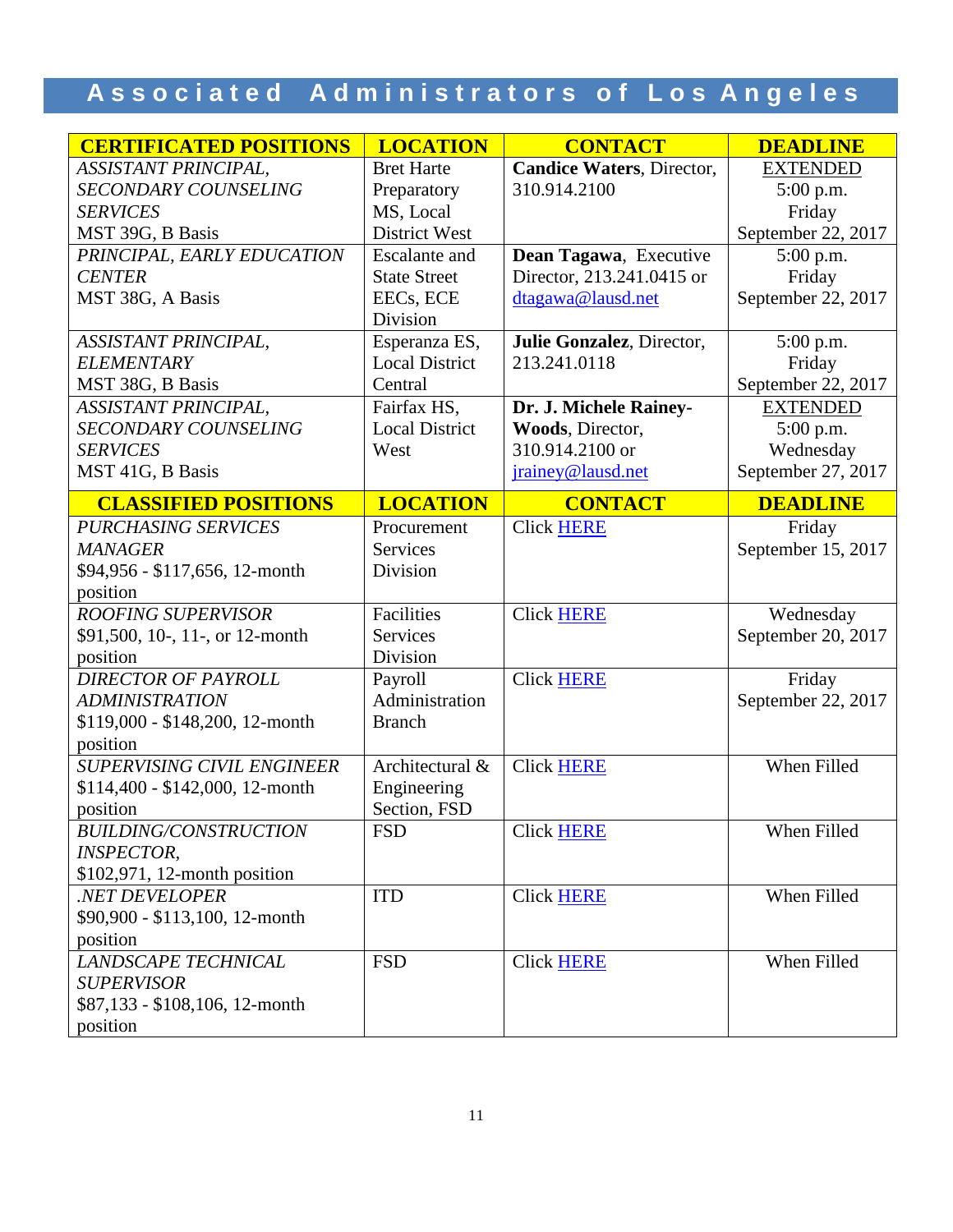# Associated Administrators of Los Angeles

| CERTIFICATED POSITIONS | LOCATION | CONTACT | DEADLINE |
|---|---|---|---|
| *ASSISTANT PRINCIPAL, SECONDARY COUNSELING SERVICES* MST 39G, B Basis | Bret Harte Preparatory MS, Local District West | **Candice Waters**, Director, 310.914.2100 | EXTENDED 5:00 p.m. Friday September 22, 2017 |
| *PRINCIPAL, EARLY EDUCATION CENTER* MST 38G, A Basis | Escalante and State Street EECs, ECE Division | **Dean Tagawa**, Executive Director, 213.241.0415 or dtagawa@lausd.net | 5:00 p.m. Friday September 22, 2017 |
| *ASSISTANT PRINCIPAL, ELEMENTARY* MST 38G, B Basis | Esperanza ES, Local District Central | **Julie Gonzalez**, Director, 213.241.0118 | 5:00 p.m. Friday September 22, 2017 |
| *ASSISTANT PRINCIPAL, SECONDARY COUNSELING SERVICES* MST 41G, B Basis | Fairfax HS, Local District West | **Dr. J. Michele Rainey-Woods**, Director, 310.914.2100 or jrainey@lausd.net | EXTENDED 5:00 p.m. Wednesday September 27, 2017 |
| **CLASSIFIED POSITIONS** | **LOCATION** | **CONTACT** | **DEADLINE** |
| *PURCHASING SERVICES MANAGER* $94,956 - $117,656, 12-month position | Procurement Services Division | Click HERE | Friday September 15, 2017 |
| *ROOFING SUPERVISOR* $91,500, 10-, 11-, or 12-month position | Facilities Services Division | Click HERE | Wednesday September 20, 2017 |
| *DIRECTOR OF PAYROLL ADMINISTRATION* $119,000 - $148,200, 12-month position | Payroll Administration Branch | Click HERE | Friday September 22, 2017 |
| *SUPERVISING CIVIL ENGINEER* $114,400 - $142,000, 12-month position | Architectural & Engineering Section, FSD | Click HERE | When Filled |
| *BUILDING/CONSTRUCTION INSPECTOR,* $102,971, 12-month position | FSD | Click HERE | When Filled |
| *.NET DEVELOPER* $90,900 - $113,100, 12-month position | ITD | Click HERE | When Filled |
| *LANDSCAPE TECHNICAL SUPERVISOR* $87,133 - $108,106, 12-month position | FSD | Click HERE | When Filled |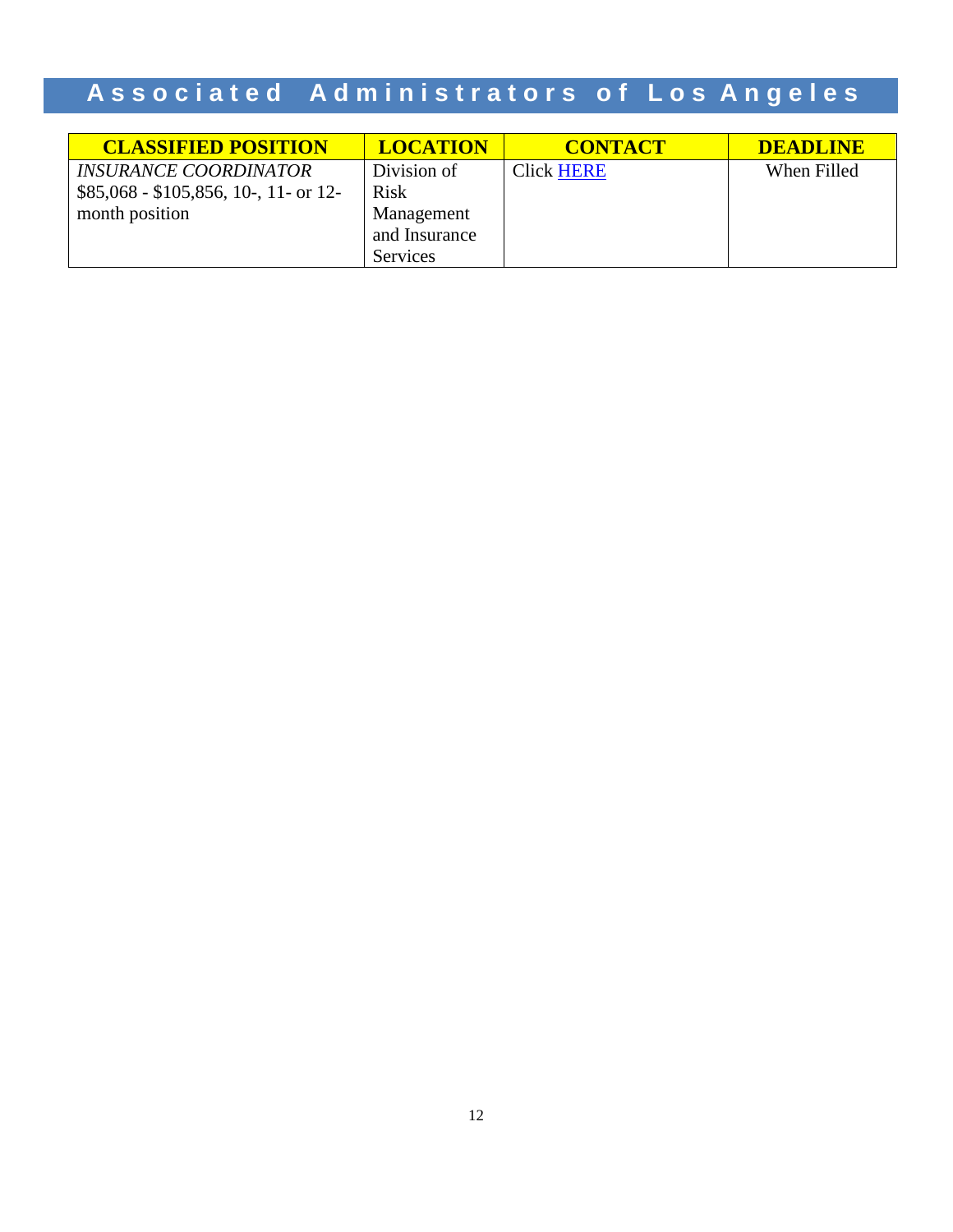# Associated Administrators of Los Angeles

| CLASSIFIED POSITION | LOCATION | CONTACT | DEADLINE |
|---|---|---|---|
| *INSURANCE COORDINATOR* $85,068 - $105,856, 10-, 11- or 12-month position | Division of Risk Management and Insurance Services | Click HERE | When Filled |